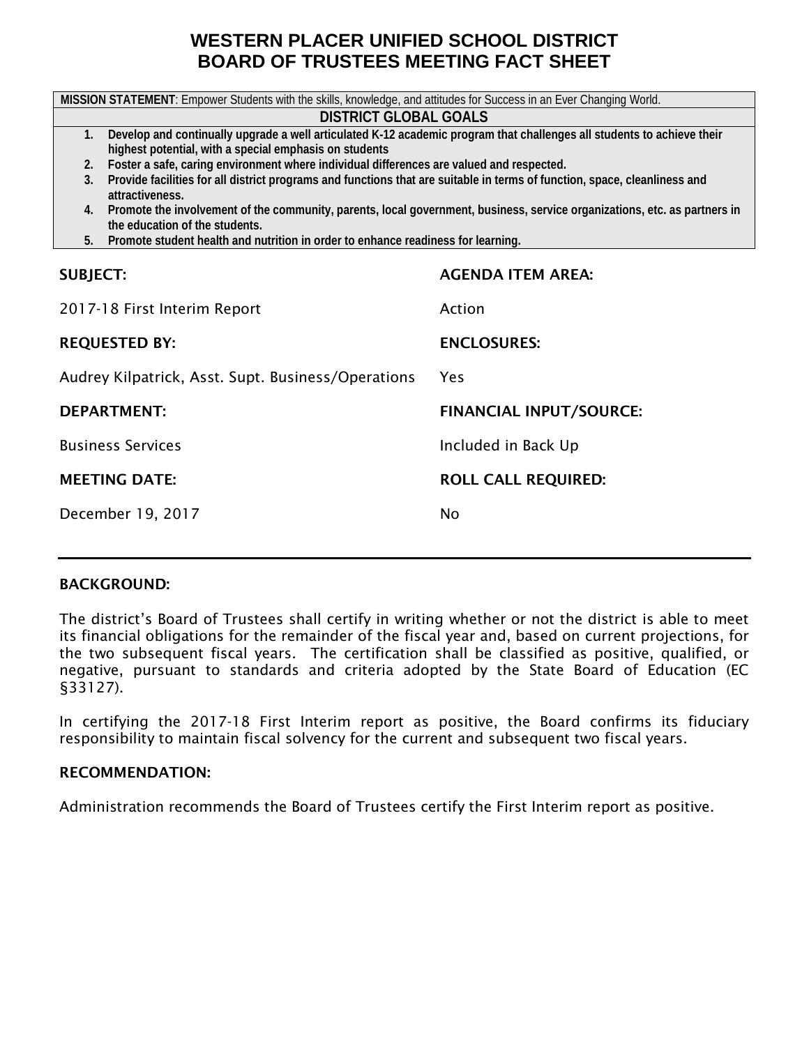# WESTERN PLACER UNIFIED SCHOOL DISTRICT
# BOARD OF TRUSTEES MEETING FACT SHEET

**MISSION STATEMENT**: Empower Students with the skills, knowledge, and attitudes for Success in an Ever Changing World.

**DISTRICT GLOBAL GOALS**

1. **Develop and continually upgrade a well articulated K-12 academic program that challenges all students to achieve their highest potential, with a special emphasis on students**
2. **Foster a safe, caring environment where individual differences are valued and respected.**
3. **Provide facilities for all district programs and functions that are suitable in terms of function, space, cleanliness and attractiveness.**
4. **Promote the involvement of the community, parents, local government, business, service organizations, etc. as partners in the education of the students.**
5. **Promote student health and nutrition in order to enhance readiness for learning.**

**SUBJECT:**

2017-18 First Interim Report

**AGENDA ITEM AREA:**

Action

**REQUESTED BY:**

Audrey Kilpatrick, Asst. Supt. Business/Operations

**ENCLOSURES:**

Yes

**DEPARTMENT:**

Business Services

**FINANCIAL INPUT/SOURCE:**

Included in Back Up

**MEETING DATE:**

December 19, 2017

**ROLL CALL REQUIRED:**

No

---

**BACKGROUND:**

The district's Board of Trustees shall certify in writing whether or not the district is able to meet its financial obligations for the remainder of the fiscal year and, based on current projections, for the two subsequent fiscal years. The certification shall be classified as positive, qualified, or negative, pursuant to standards and criteria adopted by the State Board of Education (EC §33127).

In certifying the 2017-18 First Interim report as positive, the Board confirms its fiduciary responsibility to maintain fiscal solvency for the current and subsequent two fiscal years.

**RECOMMENDATION:**

Administration recommends the Board of Trustees certify the First Interim report as positive.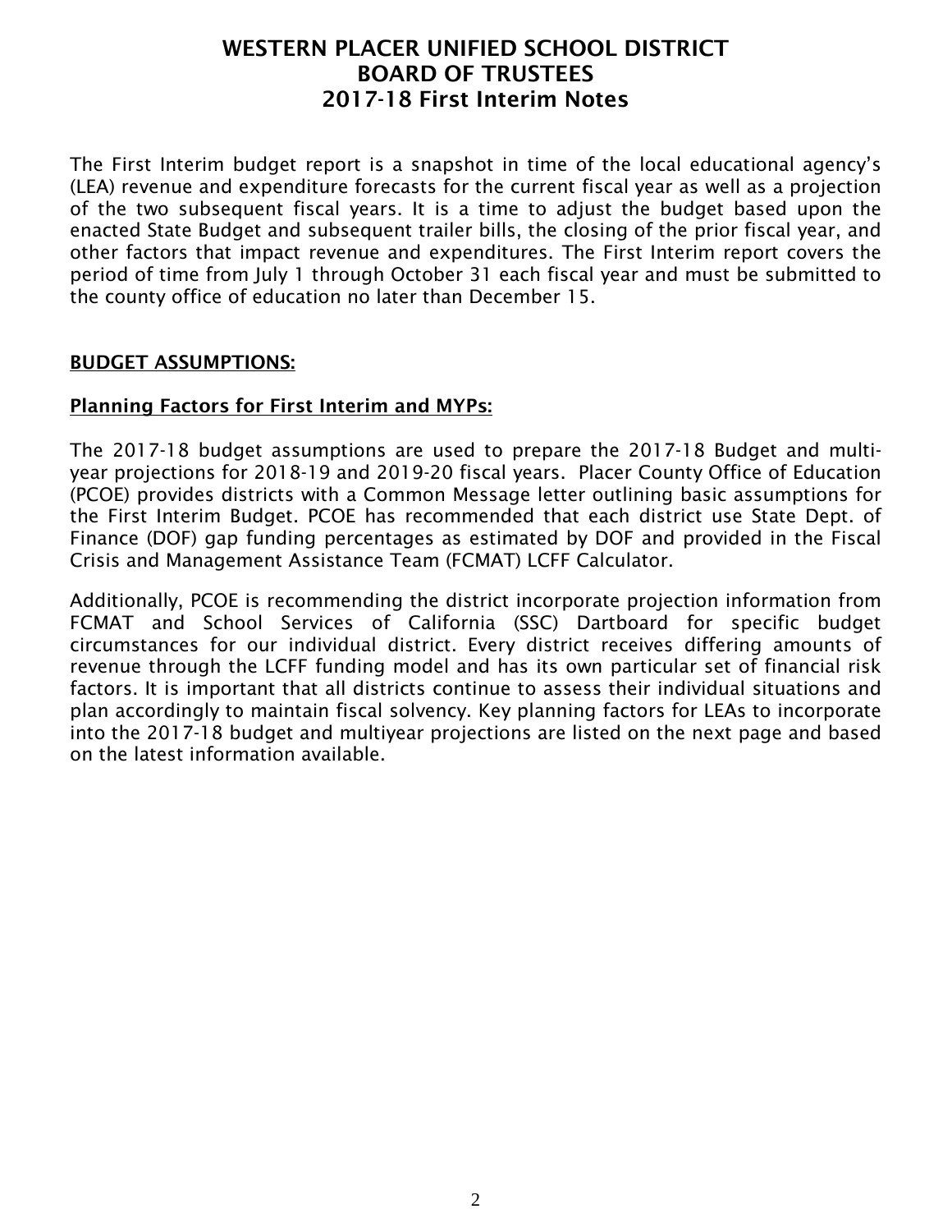# WESTERN PLACER UNIFIED SCHOOL DISTRICT
# BOARD OF TRUSTEES
# 2017-18 First Interim Notes

The First Interim budget report is a snapshot in time of the local educational agency's (LEA) revenue and expenditure forecasts for the current fiscal year as well as a projection of the two subsequent fiscal years. It is a time to adjust the budget based upon the enacted State Budget and subsequent trailer bills, the closing of the prior fiscal year, and other factors that impact revenue and expenditures. The First Interim report covers the period of time from July 1 through October 31 each fiscal year and must be submitted to the county office of education no later than December 15.

## <u>BUDGET ASSUMPTIONS:</u>

### <u>Planning Factors for First Interim and MYPs:</u>

The 2017-18 budget assumptions are used to prepare the 2017-18 Budget and multi-year projections for 2018-19 and 2019-20 fiscal years. Placer County Office of Education (PCOE) provides districts with a Common Message letter outlining basic assumptions for the First Interim Budget. PCOE has recommended that each district use State Dept. of Finance (DOF) gap funding percentages as estimated by DOF and provided in the Fiscal Crisis and Management Assistance Team (FCMAT) LCFF Calculator.

Additionally, PCOE is recommending the district incorporate projection information from FCMAT and School Services of California (SSC) Dartboard for specific budget circumstances for our individual district. Every district receives differing amounts of revenue through the LCFF funding model and has its own particular set of financial risk factors. It is important that all districts continue to assess their individual situations and plan accordingly to maintain fiscal solvency. Key planning factors for LEAs to incorporate into the 2017-18 budget and multiyear projections are listed on the next page and based on the latest information available.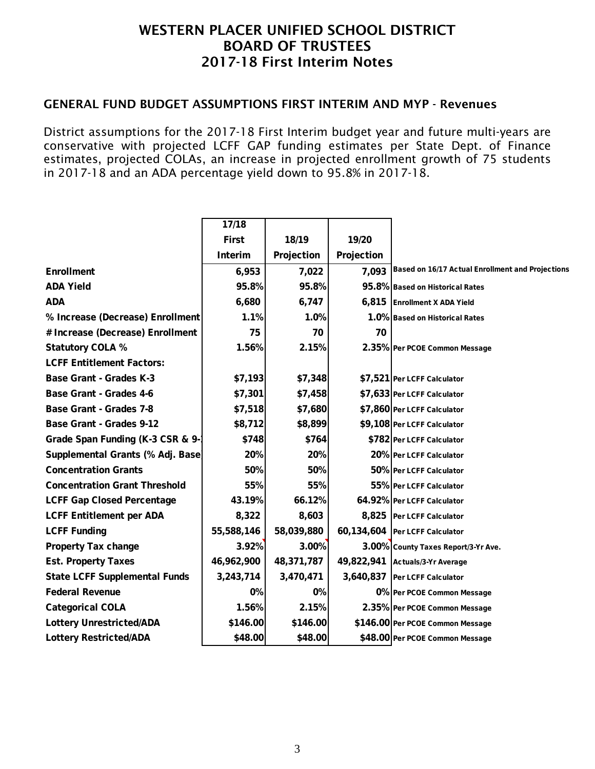# WESTERN PLACER UNIFIED SCHOOL DISTRICT
# BOARD OF TRUSTEES
# 2017-18 First Interim Notes

## GENERAL FUND BUDGET ASSUMPTIONS FIRST INTERIM AND MYP - Revenues

District assumptions for the 2017-18 First Interim budget year and future multi-years are conservative with projected LCFF GAP funding estimates per State Dept. of Finance estimates, projected COLAs, an increase in projected enrollment growth of 75 students in 2017-18 and an ADA percentage yield down to 95.8% in 2017-18.

| | 17/18 First Interim | 18/19 Projection | 19/20 Projection | |
|---|---|---|---|---|
| Enrollment | 6,953 | 7,022 | 7,093 | Based on 16/17 Actual Enrollment and Projections |
| ADA Yield | 95.8% | 95.8% | 95.8% | Based on Historical Rates |
| ADA | 6,680 | 6,747 | 6,815 | Enrollment X ADA Yield |
| % Increase (Decrease) Enrollment | 1.1% | 1.0% | 1.0% | Based on Historical Rates |
| # Increase (Decrease) Enrollment | 75 | 70 | 70 | |
| Statutory COLA % | 1.56% | 2.15% | 2.35% | Per PCOE Common Message |
| LCFF Entitlement Factors: | | | | |
| Base Grant - Grades K-3 | $7,193 | $7,348 | $7,521 | Per LCFF Calculator |
| Base Grant - Grades 4-6 | $7,301 | $7,458 | $7,633 | Per LCFF Calculator |
| Base Grant - Grades 7-8 | $7,518 | $7,680 | $7,860 | Per LCFF Calculator |
| Base Grant - Grades 9-12 | $8,712 | $8,899 | $9,108 | Per LCFF Calculator |
| Grade Span Funding (K-3 CSR & 9-1 | $748 | $764 | $782 | Per LCFF Calculator |
| Supplemental Grants (% Adj. Base | 20% | 20% | 20% | Per LCFF Calculator |
| Concentration Grants | 50% | 50% | 50% | Per LCFF Calculator |
| Concentration Grant Threshold | 55% | 55% | 55% | Per LCFF Calculator |
| LCFF Gap Closed Percentage | 43.19% | 66.12% | 64.92% | Per LCFF Calculator |
| LCFF Entitlement per ADA | 8,322 | 8,603 | 8,825 | Per LCFF Calculator |
| LCFF Funding | 55,588,146 | 58,039,880 | 60,134,604 | Per LCFF Calculator |
| Property Tax change | 3.92% | 3.00% | 3.00% | County Taxes Report/3-Yr Ave. |
| Est. Property Taxes | 46,962,900 | 48,371,787 | 49,822,941 | Actuals/3-Yr Average |
| State LCFF Supplemental Funds | 3,243,714 | 3,470,471 | 3,640,837 | Per LCFF Calculator |
| Federal Revenue | 0% | 0% | 0% | Per PCOE Common Message |
| Categorical COLA | 1.56% | 2.15% | 2.35% | Per PCOE Common Message |
| Lottery Unrestricted/ADA | $146.00 | $146.00 | $146.00 | Per PCOE Common Message |
| Lottery Restricted/ADA | $48.00 | $48.00 | $48.00 | Per PCOE Common Message |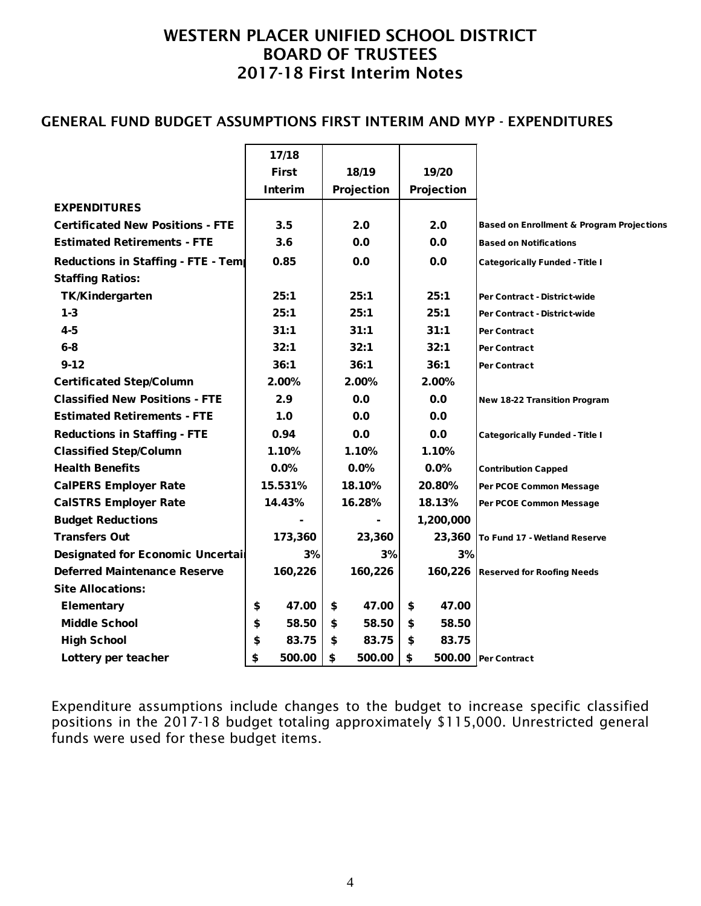# WESTERN PLACER UNIFIED SCHOOL DISTRICT
# BOARD OF TRUSTEES
# 2017-18 First Interim Notes

## GENERAL FUND BUDGET ASSUMPTIONS FIRST INTERIM AND MYP - EXPENDITURES

| | 17/18 First Interim | 18/19 Projection | 19/20 Projection | |
|---|---|---|---|---|
| **EXPENDITURES** | | | | |
| **Certificated New Positions - FTE** | 3.5 | 2.0 | 2.0 | Based on Enrollment & Program Projections |
| **Estimated Retirements - FTE** | 3.6 | 0.0 | 0.0 | Based on Notifications |
| **Reductions in Staffing - FTE - Temp** | 0.85 | 0.0 | 0.0 | Categorically Funded - Title I |
| **Staffing Ratios:** | | | | |
| TK/Kindergarten | 25:1 | 25:1 | 25:1 | Per Contract - District-wide |
| 1-3 | 25:1 | 25:1 | 25:1 | Per Contract - District-wide |
| 4-5 | 31:1 | 31:1 | 31:1 | Per Contract |
| 6-8 | 32:1 | 32:1 | 32:1 | Per Contract |
| 9-12 | 36:1 | 36:1 | 36:1 | Per Contract |
| **Certificated Step/Column** | 2.00% | 2.00% | 2.00% | |
| **Classified New Positions - FTE** | 2.9 | 0.0 | 0.0 | New 18-22 Transition Program |
| **Estimated Retirements - FTE** | 1.0 | 0.0 | 0.0 | |
| **Reductions in Staffing - FTE** | 0.94 | 0.0 | 0.0 | Categorically Funded - Title I |
| **Classified Step/Column** | 1.10% | 1.10% | 1.10% | |
| **Health Benefits** | 0.0% | 0.0% | 0.0% | Contribution Capped |
| **CalPERS Employer Rate** | 15.531% | 18.10% | 20.80% | Per PCOE Common Message |
| **CalSTRS Employer Rate** | 14.43% | 16.28% | 18.13% | Per PCOE Common Message |
| **Budget Reductions** | - | - | 1,200,000 | |
| **Transfers Out** | 173,360 | 23,360 | 23,360 | To Fund 17 - Wetland Reserve |
| **Designated for Economic Uncertai** | 3% | 3% | 3% | |
| **Deferred Maintenance Reserve** | 160,226 | 160,226 | 160,226 | Reserved for Roofing Needs |
| **Site Allocations:** | | | | |
| Elementary | $ 47.00 | $ 47.00 | $ 47.00 | |
| Middle School | $ 58.50 | $ 58.50 | $ 58.50 | |
| High School | $ 83.75 | $ 83.75 | $ 83.75 | |
| Lottery per teacher | $ 500.00 | $ 500.00 | $ 500.00 | Per Contract |

Expenditure assumptions include changes to the budget to increase specific classified positions in the 2017-18 budget totaling approximately $115,000. Unrestricted general funds were used for these budget items.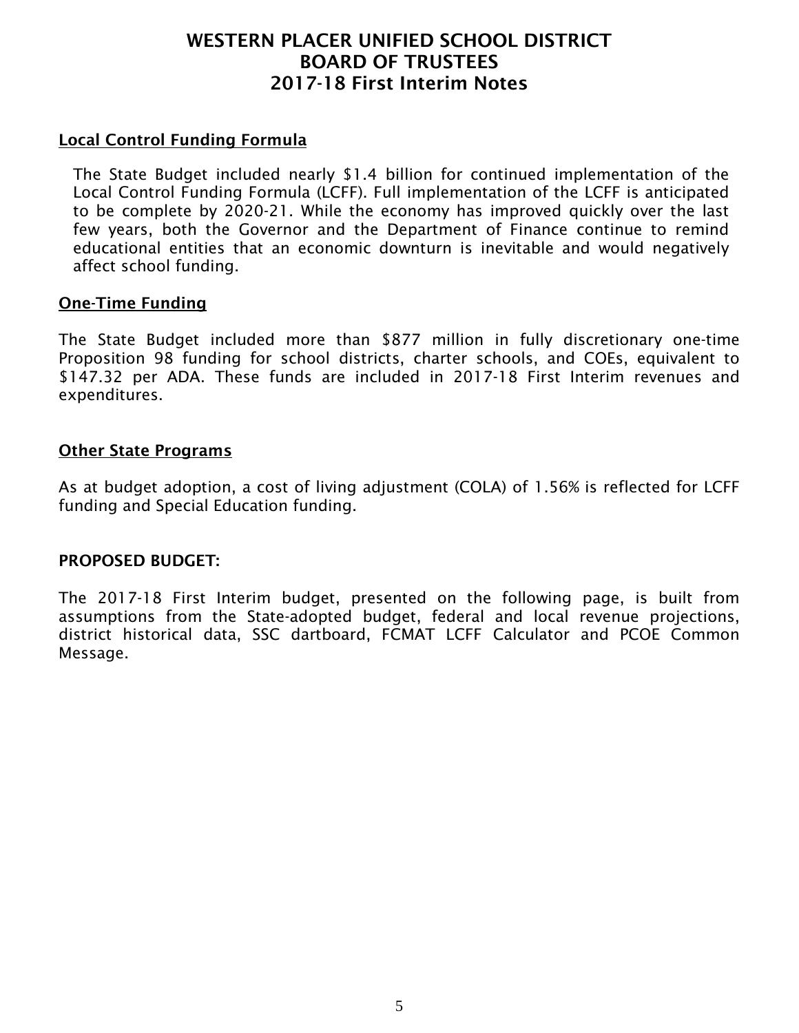# WESTERN PLACER UNIFIED SCHOOL DISTRICT
# BOARD OF TRUSTEES
# 2017-18 First Interim Notes

## Local Control Funding Formula

The State Budget included nearly $1.4 billion for continued implementation of the Local Control Funding Formula (LCFF). Full implementation of the LCFF is anticipated to be complete by 2020-21. While the economy has improved quickly over the last few years, both the Governor and the Department of Finance continue to remind educational entities that an economic downturn is inevitable and would negatively affect school funding.

## One-Time Funding

The State Budget included more than $877 million in fully discretionary one-time Proposition 98 funding for school districts, charter schools, and COEs, equivalent to $147.32 per ADA. These funds are included in 2017-18 First Interim revenues and expenditures.

## Other State Programs

As at budget adoption, a cost of living adjustment (COLA) of 1.56% is reflected for LCFF funding and Special Education funding.

**PROPOSED BUDGET:**

The 2017-18 First Interim budget, presented on the following page, is built from assumptions from the State-adopted budget, federal and local revenue projections, district historical data, SSC dartboard, FCMAT LCFF Calculator and PCOE Common Message.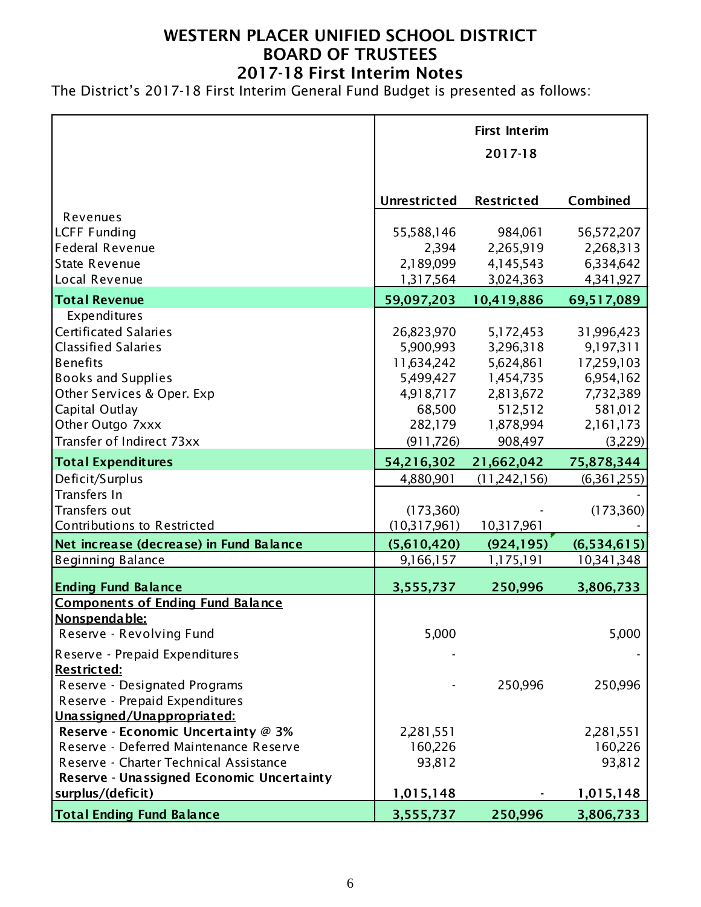# WESTERN PLACER UNIFIED SCHOOL DISTRICT
## BOARD OF TRUSTEES
## 2017-18 First Interim Notes

The District's 2017-18 First Interim General Fund Budget is presented as follows:

| | First Interim 2017-18 | | |
|---|---|---|---|
| | **Unrestricted** | **Restricted** | **Combined** |
| Revenues | | | |
| LCFF Funding | 55,588,146 | 984,061 | 56,572,207 |
| Federal Revenue | 2,394 | 2,265,919 | 2,268,313 |
| State Revenue | 2,189,099 | 4,145,543 | 6,334,642 |
| Local Revenue | 1,317,564 | 3,024,363 | 4,341,927 |
| **Total Revenue** | **59,097,203** | **10,419,886** | **69,517,089** |
| Expenditures | | | |
| Certificated Salaries | 26,823,970 | 5,172,453 | 31,996,423 |
| Classified Salaries | 5,900,993 | 3,296,318 | 9,197,311 |
| Benefits | 11,634,242 | 5,624,861 | 17,259,103 |
| Books and Supplies | 5,499,427 | 1,454,735 | 6,954,162 |
| Other Services & Oper. Exp | 4,918,717 | 2,813,672 | 7,732,389 |
| Capital Outlay | 68,500 | 512,512 | 581,012 |
| Other Outgo 7xxx | 282,179 | 1,878,994 | 2,161,173 |
| Transfer of Indirect 73xx | (911,726) | 908,497 | (3,229) |
| **Total Expenditures** | **54,216,302** | **21,662,042** | **75,878,344** |
| Deficit/Surplus | 4,880,901 | (11,242,156) | (6,361,255) |
| Transfers In | | | - |
| Transfers out | (173,360) | - | (173,360) |
| Contributions to Restricted | (10,317,961) | 10,317,961 | - |
| **Net increase (decrease) in Fund Balance** | **(5,610,420)** | **(924,195)** | **(6,534,615)** |
| Beginning Balance | 9,166,157 | 1,175,191 | 10,341,348 |
| **Ending Fund Balance** | **3,555,737** | **250,996** | **3,806,733** |
| **Components of Ending Fund Balance** | | | |
| **Nonspendable:** | | | |
| Reserve - Revolving Fund | 5,000 | | 5,000 |
| Reserve - Prepaid Expenditures | - | | - |
| **Restricted:** | | | |
| Reserve - Designated Programs | - | 250,996 | 250,996 |
| Reserve - Prepaid Expenditures | | | |
| **Unassigned/Unappropriated:** | | | |
| **Reserve - Economic Uncertainty @ 3%** | 2,281,551 | | 2,281,551 |
| Reserve - Deferred Maintenance Reserve | 160,226 | | 160,226 |
| Reserve - Charter Technical Assistance | 93,812 | | 93,812 |
| **Reserve - Unassigned Economic Uncertainty surplus/(deficit)** | **1,015,148** | - | **1,015,148** |
| **Total Ending Fund Balance** | **3,555,737** | **250,996** | **3,806,733** |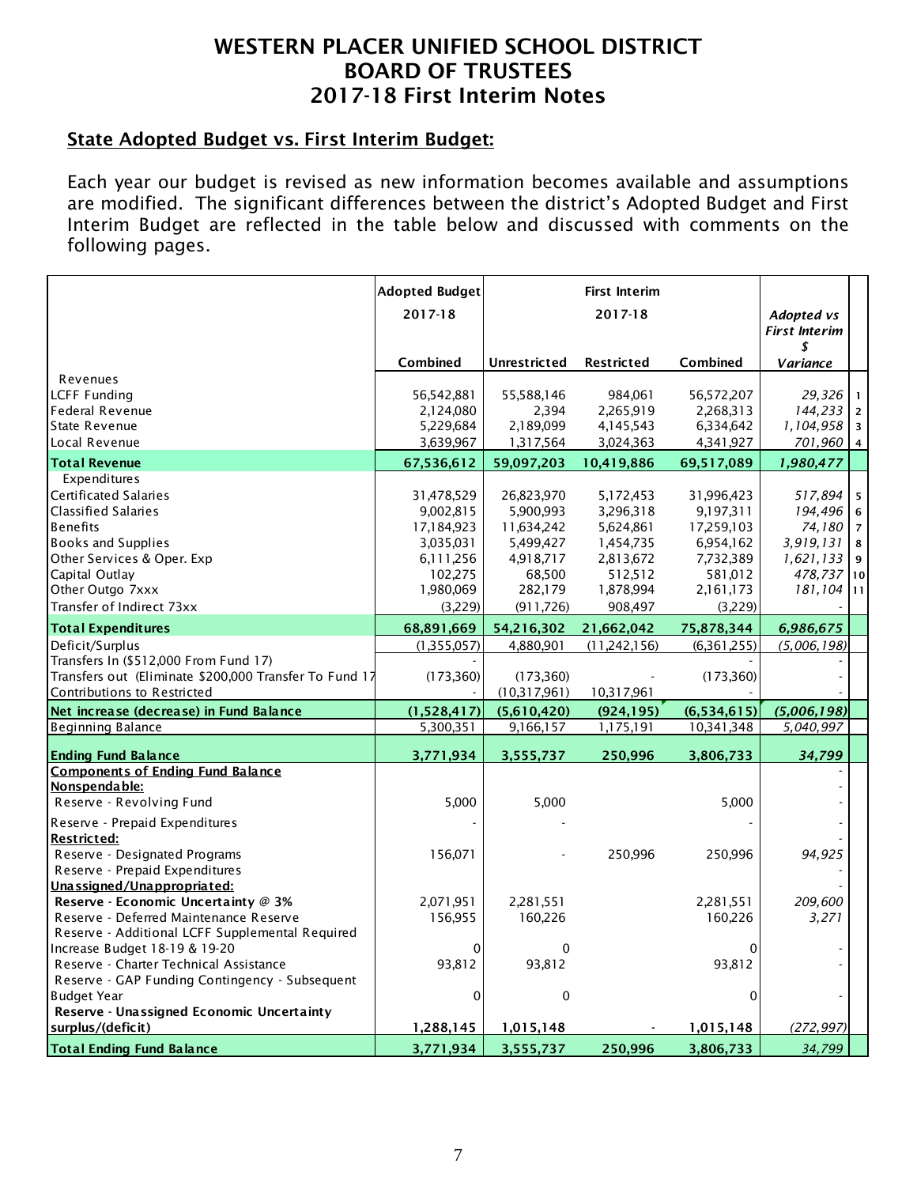# WESTERN PLACER UNIFIED SCHOOL DISTRICT
# BOARD OF TRUSTEES
# 2017-18 First Interim Notes

## State Adopted Budget vs. First Interim Budget:

Each year our budget is revised as new information becomes available and assumptions are modified. The significant differences between the district's Adopted Budget and First Interim Budget are reflected in the table below and discussed with comments on the following pages.

| | Adopted Budget 2017-18 | First Interim 2017-18 | | | *Adopted vs First Interim $ Variance* | |
|---|---|---|---|---|---|---|
| | Combined | Unrestricted | Restricted | Combined | | |
| Revenues | | | | | | |
| LCFF Funding | 56,542,881 | 55,588,146 | 984,061 | 56,572,207 | *29,326* | 1 |
| Federal Revenue | 2,124,080 | 2,394 | 2,265,919 | 2,268,313 | *144,233* | 2 |
| State Revenue | 5,229,684 | 2,189,099 | 4,145,543 | 6,334,642 | *1,104,958* | 3 |
| Local Revenue | 3,639,967 | 1,317,564 | 3,024,363 | 4,341,927 | *701,960* | 4 |
| **Total Revenue** | **67,536,612** | **59,097,203** | **10,419,886** | **69,517,089** | ***1,980,477*** | |
| Expenditures | | | | | | |
| Certificated Salaries | 31,478,529 | 26,823,970 | 5,172,453 | 31,996,423 | *517,894* | 5 |
| Classified Salaries | 9,002,815 | 5,900,993 | 3,296,318 | 9,197,311 | *194,496* | 6 |
| Benefits | 17,184,923 | 11,634,242 | 5,624,861 | 17,259,103 | *74,180* | 7 |
| Books and Supplies | 3,035,031 | 5,499,427 | 1,454,735 | 6,954,162 | *3,919,131* | 8 |
| Other Services & Oper. Exp | 6,111,256 | 4,918,717 | 2,813,672 | 7,732,389 | *1,621,133* | 9 |
| Capital Outlay | 102,275 | 68,500 | 512,512 | 581,012 | *478,737* | 10 |
| Other Outgo 7xxx | 1,980,069 | 282,179 | 1,878,994 | 2,161,173 | *181,104* | 11 |
| Transfer of Indirect 73xx | (3,229) | (911,726) | 908,497 | (3,229) | - | |
| **Total Expenditures** | **68,891,669** | **54,216,302** | **21,662,042** | **75,878,344** | ***6,986,675*** | |
| Deficit/Surplus | (1,355,057) | 4,880,901 | (11,242,156) | (6,361,255) | *(5,006,198)* | |
| Transfers In ($512,000 From Fund 17) | - | | | - | - | |
| Transfers out (Eliminate $200,000 Transfer To Fund 17 | (173,360) | (173,360) | - | (173,360) | - | |
| Contributions to Restricted | - | (10,317,961) | 10,317,961 | - | - | |
| **Net increase (decrease) in Fund Balance** | **(1,528,417)** | **(5,610,420)** | **(924,195)** | **(6,534,615)** | ***(5,006,198)*** | |
| Beginning Balance | 5,300,351 | 9,166,157 | 1,175,191 | 10,341,348 | *5,040,997* | |
| **Ending Fund Balance** | **3,771,934** | **3,555,737** | **250,996** | **3,806,733** | ***34,799*** | |
| **Components of Ending Fund Balance** | | | | | - | |
| **Nonspendable:** | | | | | - | |
| Reserve - Revolving Fund | 5,000 | 5,000 | | 5,000 | - | |
| Reserve - Prepaid Expenditures | - | - | | - | - | |
| **Restricted:** | | | | | - | |
| Reserve - Designated Programs | 156,071 | - | 250,996 | 250,996 | *94,925* | |
| Reserve - Prepaid Expenditures | | | | | - | |
| **Unassigned/Unappropriated:** | | | | | - | |
| **Reserve - Economic Uncertainty @ 3%** | 2,071,951 | 2,281,551 | | 2,281,551 | *209,600* | |
| Reserve - Deferred Maintenance Reserve | 156,955 | 160,226 | | 160,226 | *3,271* | |
| Reserve - Additional LCFF Supplemental Required Increase Budget 18-19 & 19-20 | 0 | 0 | | 0 | - | |
| Reserve - Charter Technical Assistance | 93,812 | 93,812 | | 93,812 | - | |
| Reserve - GAP Funding Contingency - Subsequent Budget Year | 0 | 0 | | 0 | - | |
| **Reserve - Unassigned Economic Uncertainty surplus/(deficit)** | **1,288,145** | **1,015,148** | - | **1,015,148** | *(272,997)* | |
| **Total Ending Fund Balance** | **3,771,934** | **3,555,737** | **250,996** | **3,806,733** | *34,799* | |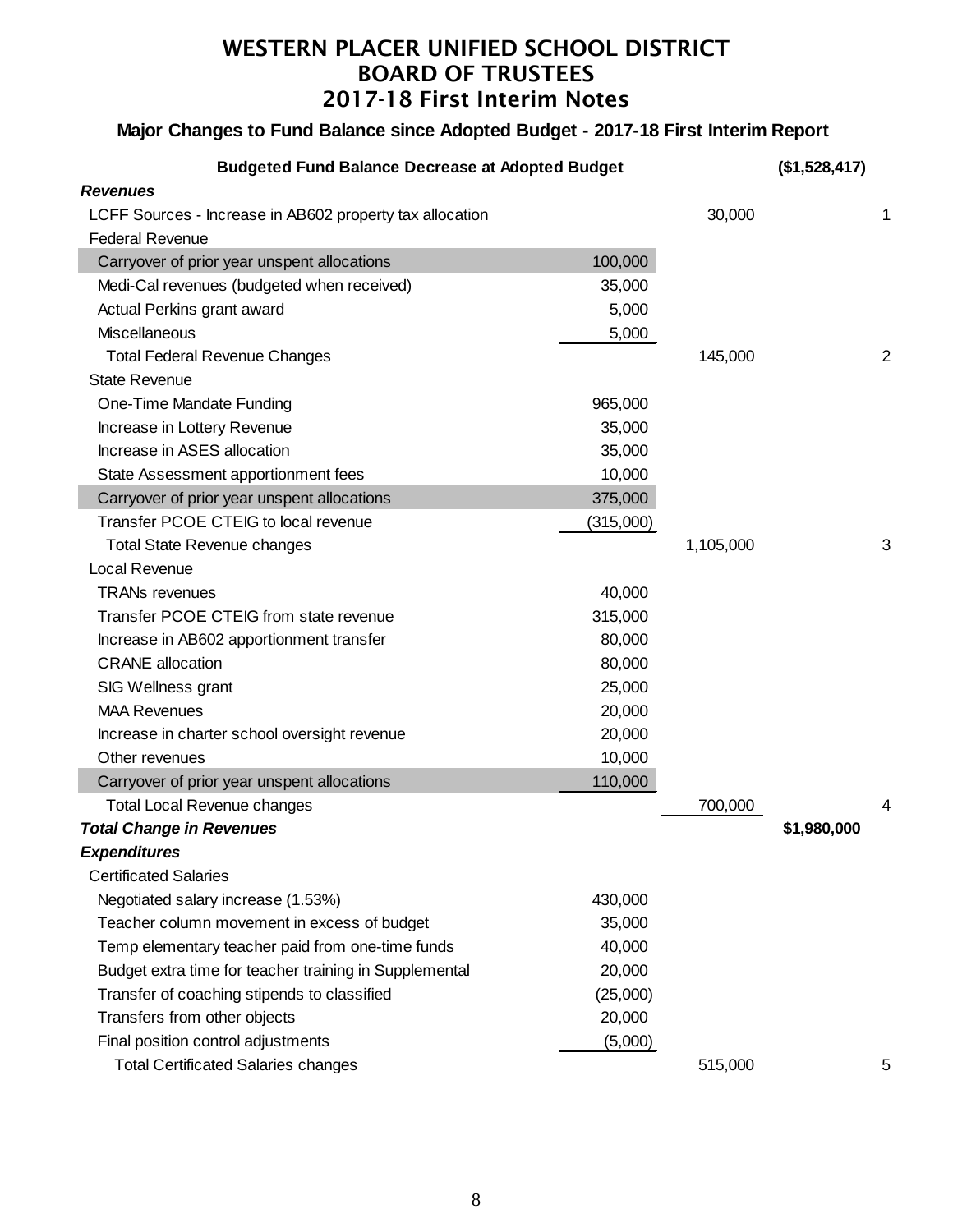# WESTERN PLACER UNIFIED SCHOOL DISTRICT
# BOARD OF TRUSTEES
## 2017-18 First Interim Notes

### Major Changes to Fund Balance since Adopted Budget - 2017-18 First Interim Report

| Description | Detail | Subtotal | Total | Note |
|---|---|---|---|---|
| **Budgeted Fund Balance Decrease at Adopted Budget** | | | **($1,528,417)** | |
| ***Revenues*** | | | | |
| LCFF Sources - Increase in AB602 property tax allocation | | 30,000 | | 1 |
| Federal Revenue | | | | |
| Carryover of prior year unspent allocations | 100,000 | | | |
| Medi-Cal revenues (budgeted when received) | 35,000 | | | |
| Actual Perkins grant award | 5,000 | | | |
| Miscellaneous | 5,000 | | | |
| Total Federal Revenue Changes | | 145,000 | | 2 |
| State Revenue | | | | |
| One-Time Mandate Funding | 965,000 | | | |
| Increase in Lottery Revenue | 35,000 | | | |
| Increase in ASES allocation | 35,000 | | | |
| State Assessment apportionment fees | 10,000 | | | |
| Carryover of prior year unspent allocations | 375,000 | | | |
| Transfer PCOE CTEIG to local revenue | (315,000) | | | |
| Total State Revenue changes | | 1,105,000 | | 3 |
| Local Revenue | | | | |
| TRANs revenues | 40,000 | | | |
| Transfer PCOE CTEIG from state revenue | 315,000 | | | |
| Increase in AB602 apportionment transfer | 80,000 | | | |
| CRANE allocation | 80,000 | | | |
| SIG Wellness grant | 25,000 | | | |
| MAA Revenues | 20,000 | | | |
| Increase in charter school oversight revenue | 20,000 | | | |
| Other revenues | 10,000 | | | |
| Carryover of prior year unspent allocations | 110,000 | | | |
| Total Local Revenue changes | | 700,000 | | 4 |
| ***Total Change in Revenues*** | | | **$1,980,000** | |
| ***Expenditures*** | | | | |
| Certificated Salaries | | | | |
| Negotiated salary increase (1.53%) | 430,000 | | | |
| Teacher column movement in excess of budget | 35,000 | | | |
| Temp elementary teacher paid from one-time funds | 40,000 | | | |
| Budget extra time for teacher training in Supplemental | 20,000 | | | |
| Transfer of coaching stipends to classified | (25,000) | | | |
| Transfers from other objects | 20,000 | | | |
| Final position control adjustments | (5,000) | | | |
| Total Certificated Salaries changes | | 515,000 | | 5 |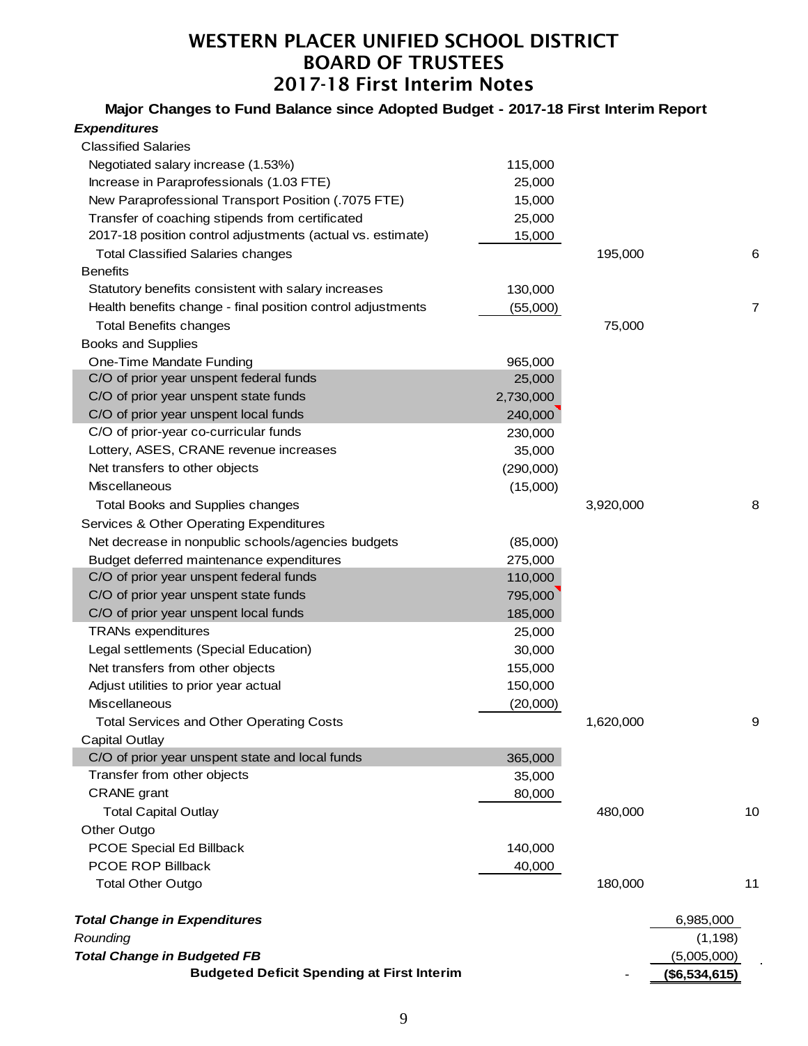# WESTERN PLACER UNIFIED SCHOOL DISTRICT
# BOARD OF TRUSTEES
## 2017-18 First Interim Notes

### Major Changes to Fund Balance since Adopted Budget - 2017-18 First Interim Report

| | | | | |
|---|---|---|---|---|
| ***Expenditures*** | | | | |
| Classified Salaries | | | | |
| Negotiated salary increase (1.53%) | 115,000 | | | |
| Increase in Paraprofessionals (1.03 FTE) | 25,000 | | | |
| New Paraprofessional Transport Position (.7075 FTE) | 15,000 | | | |
| Transfer of coaching stipends from certificated | 25,000 | | | |
| 2017-18 position control adjustments (actual vs. estimate) | 15,000 | | | |
| Total Classified Salaries changes | | 195,000 | | 6 |
| Benefits | | | | |
| Statutory benefits consistent with salary increases | 130,000 | | | |
| Health benefits change - final position control adjustments | (55,000) | | | 7 |
| Total Benefits changes | | 75,000 | | |
| Books and Supplies | | | | |
| One-Time Mandate Funding | 965,000 | | | |
| C/O of prior year unspent federal funds | 25,000 | | | |
| C/O of prior year unspent state funds | 2,730,000 | | | |
| C/O of prior year unspent local funds | 240,000 | | | |
| C/O of prior-year co-curricular funds | 230,000 | | | |
| Lottery, ASES, CRANE revenue increases | 35,000 | | | |
| Net transfers to other objects | (290,000) | | | |
| Miscellaneous | (15,000) | | | |
| Total Books and Supplies changes | | 3,920,000 | | 8 |
| Services & Other Operating Expenditures | | | | |
| Net decrease in nonpublic schools/agencies budgets | (85,000) | | | |
| Budget deferred maintenance expenditures | 275,000 | | | |
| C/O of prior year unspent federal funds | 110,000 | | | |
| C/O of prior year unspent state funds | 795,000 | | | |
| C/O of prior year unspent local funds | 185,000 | | | |
| TRANs expenditures | 25,000 | | | |
| Legal settlements (Special Education) | 30,000 | | | |
| Net transfers from other objects | 155,000 | | | |
| Adjust utilities to prior year actual | 150,000 | | | |
| Miscellaneous | (20,000) | | | |
| Total Services and Other Operating Costs | | 1,620,000 | | 9 |
| Capital Outlay | | | | |
| C/O of prior year unspent state and local funds | 365,000 | | | |
| Transfer from other objects | 35,000 | | | |
| CRANE grant | 80,000 | | | |
| Total Capital Outlay | | 480,000 | | 10 |
| Other Outgo | | | | |
| PCOE Special Ed Billback | 140,000 | | | |
| PCOE ROP Billback | 40,000 | | | |
| Total Other Outgo | | 180,000 | | 11 |
| ***Total Change in Expenditures*** | | | 6,985,000 | |
| *Rounding* | | | (1,198) | |
| ***Total Change in Budgeted FB*** | | | (5,005,000) | |
| **Budgeted Deficit Spending at First Interim** | | - | **($6,534,615)** | |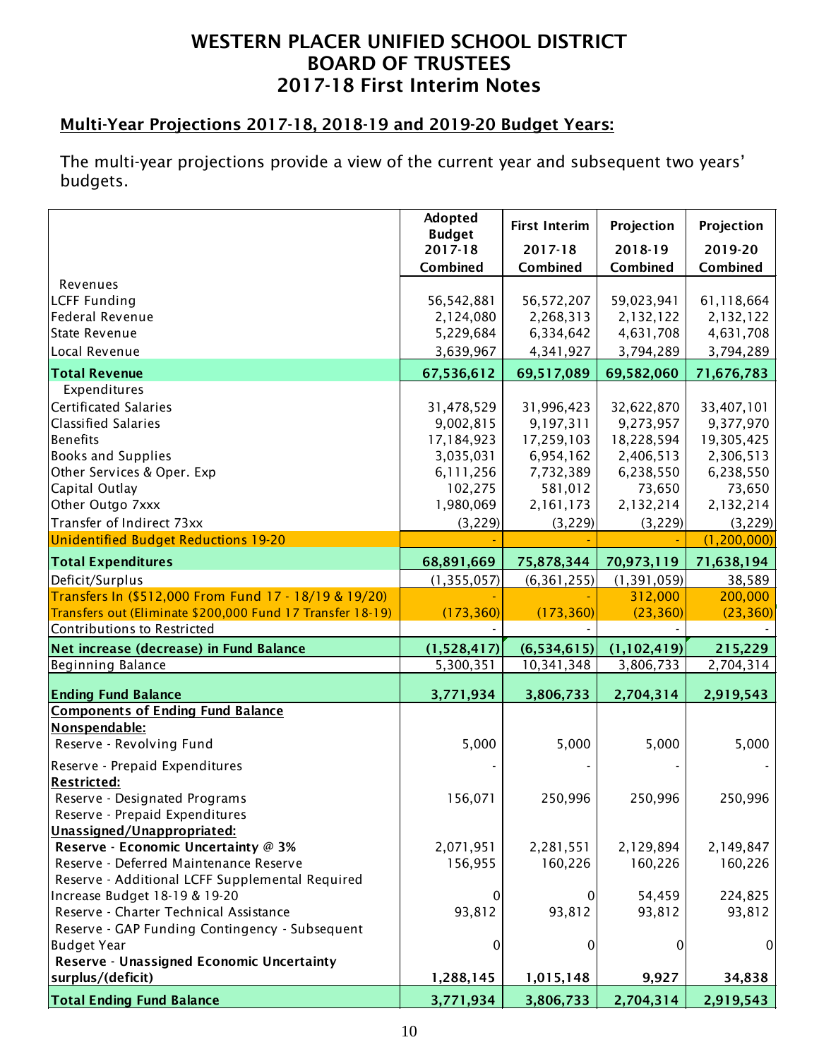# WESTERN PLACER UNIFIED SCHOOL DISTRICT
# BOARD OF TRUSTEES
# 2017-18 First Interim Notes

## Multi-Year Projections 2017-18, 2018-19 and 2019-20 Budget Years:

The multi-year projections provide a view of the current year and subsequent two years' budgets.

| | Adopted Budget 2017-18 Combined | First Interim 2017-18 Combined | Projection 2018-19 Combined | Projection 2019-20 Combined |
|---|---|---|---|---|
| Revenues | | | | |
| LCFF Funding | 56,542,881 | 56,572,207 | 59,023,941 | 61,118,664 |
| Federal Revenue | 2,124,080 | 2,268,313 | 2,132,122 | 2,132,122 |
| State Revenue | 5,229,684 | 6,334,642 | 4,631,708 | 4,631,708 |
| Local Revenue | 3,639,967 | 4,341,927 | 3,794,289 | 3,794,289 |
| **Total Revenue** | **67,536,612** | **69,517,089** | **69,582,060** | **71,676,783** |
| Expenditures | | | | |
| Certificated Salaries | 31,478,529 | 31,996,423 | 32,622,870 | 33,407,101 |
| Classified Salaries | 9,002,815 | 9,197,311 | 9,273,957 | 9,377,970 |
| Benefits | 17,184,923 | 17,259,103 | 18,228,594 | 19,305,425 |
| Books and Supplies | 3,035,031 | 6,954,162 | 2,406,513 | 2,306,513 |
| Other Services & Oper. Exp | 6,111,256 | 7,732,389 | 6,238,550 | 6,238,550 |
| Capital Outlay | 102,275 | 581,012 | 73,650 | 73,650 |
| Other Outgo 7xxx | 1,980,069 | 2,161,173 | 2,132,214 | 2,132,214 |
| Transfer of Indirect 73xx | (3,229) | (3,229) | (3,229) | (3,229) |
| Unidentified Budget Reductions 19-20 | - | - | - | (1,200,000) |
| **Total Expenditures** | **68,891,669** | **75,878,344** | **70,973,119** | **71,638,194** |
| Deficit/Surplus | (1,355,057) | (6,361,255) | (1,391,059) | 38,589 |
| Transfers In ($512,000 From Fund 17 - 18/19 & 19/20) | - | - | 312,000 | 200,000 |
| Transfers out (Eliminate $200,000 Fund 17 Transfer 18-19) | (173,360) | (173,360) | (23,360) | (23,360) |
| Contributions to Restricted | - | - | - | - |
| **Net increase (decrease) in Fund Balance** | **(1,528,417)** | **(6,534,615)** | **(1,102,419)** | **215,229** |
| Beginning Balance | 5,300,351 | 10,341,348 | 3,806,733 | 2,704,314 |
| **Ending Fund Balance** | **3,771,934** | **3,806,733** | **2,704,314** | **2,919,543** |
| **Components of Ending Fund Balance** | | | | |
| **Nonspendable:** | | | | |
| Reserve - Revolving Fund | 5,000 | 5,000 | 5,000 | 5,000 |
| Reserve - Prepaid Expenditures | - | - | - | - |
| **Restricted:** | | | | |
| Reserve - Designated Programs | 156,071 | 250,996 | 250,996 | 250,996 |
| Reserve - Prepaid Expenditures | | | | |
| **Unassigned/Unappropriated:** | | | | |
| **Reserve - Economic Uncertainty @ 3%** | 2,071,951 | 2,281,551 | 2,129,894 | 2,149,847 |
| Reserve - Deferred Maintenance Reserve | 156,955 | 160,226 | 160,226 | 160,226 |
| Reserve - Additional LCFF Supplemental Required Increase Budget 18-19 & 19-20 | 0 | 0 | 54,459 | 224,825 |
| Reserve - Charter Technical Assistance | 93,812 | 93,812 | 93,812 | 93,812 |
| Reserve - GAP Funding Contingency - Subsequent Budget Year | 0 | 0 | 0 | 0 |
| **Reserve - Unassigned Economic Uncertainty surplus/(deficit)** | **1,288,145** | **1,015,148** | **9,927** | **34,838** |
| **Total Ending Fund Balance** | **3,771,934** | **3,806,733** | **2,704,314** | **2,919,543** |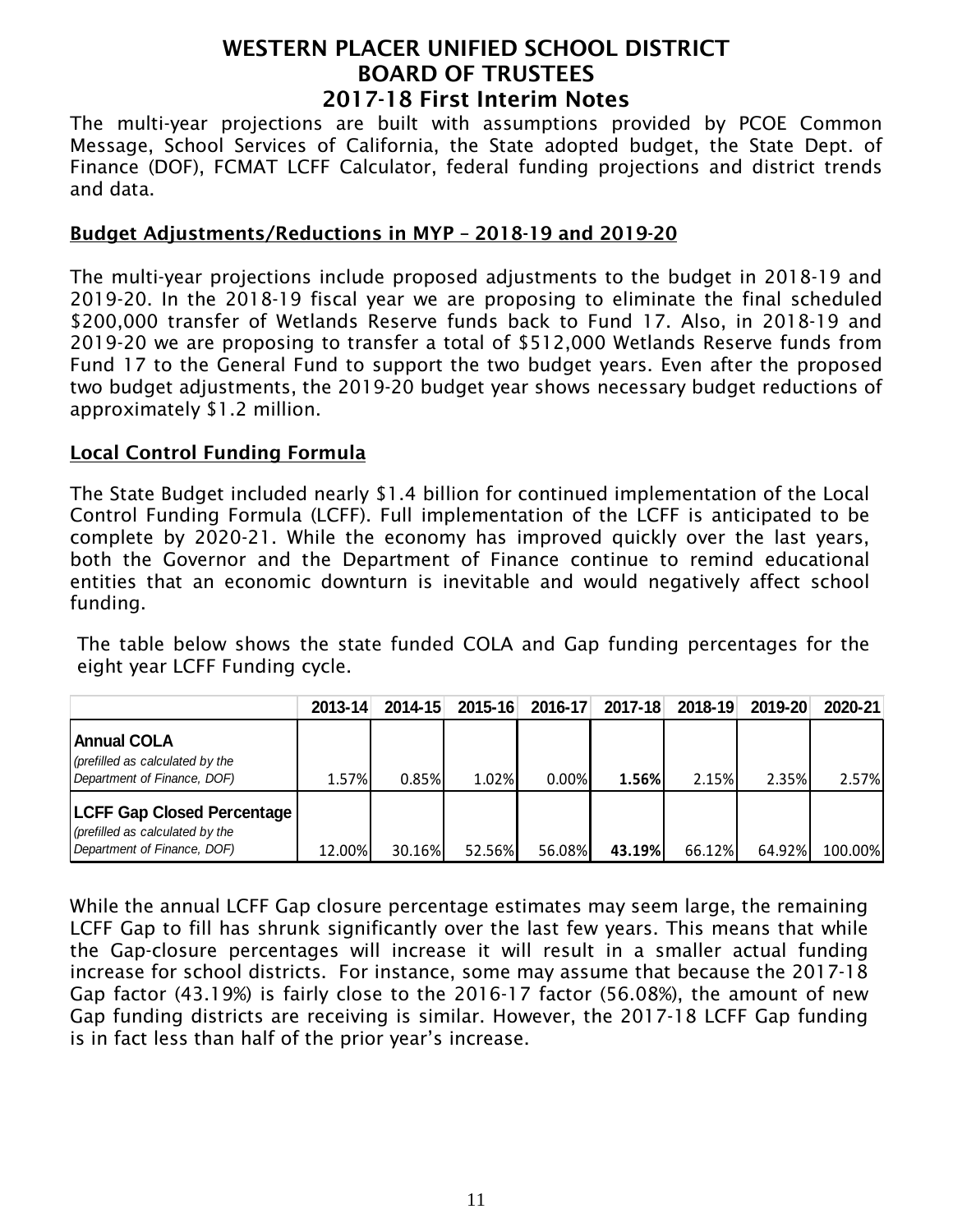# WESTERN PLACER UNIFIED SCHOOL DISTRICT
# BOARD OF TRUSTEES
## 2017-18 First Interim Notes

The multi-year projections are built with assumptions provided by PCOE Common Message, School Services of California, the State adopted budget, the State Dept. of Finance (DOF), FCMAT LCFF Calculator, federal funding projections and district trends and data.

**Budget Adjustments/Reductions in MYP – 2018-19 and 2019-20**

The multi-year projections include proposed adjustments to the budget in 2018-19 and 2019-20. In the 2018-19 fiscal year we are proposing to eliminate the final scheduled $200,000 transfer of Wetlands Reserve funds back to Fund 17. Also, in 2018-19 and 2019-20 we are proposing to transfer a total of $512,000 Wetlands Reserve funds from Fund 17 to the General Fund to support the two budget years. Even after the proposed two budget adjustments, the 2019-20 budget year shows necessary budget reductions of approximately $1.2 million.

**Local Control Funding Formula**

The State Budget included nearly $1.4 billion for continued implementation of the Local Control Funding Formula (LCFF). Full implementation of the LCFF is anticipated to be complete by 2020-21. While the economy has improved quickly over the last years, both the Governor and the Department of Finance continue to remind educational entities that an economic downturn is inevitable and would negatively affect school funding.

The table below shows the state funded COLA and Gap funding percentages for the eight year LCFF Funding cycle.

| | 2013-14 | 2014-15 | 2015-16 | 2016-17 | 2017-18 | 2018-19 | 2019-20 | 2020-21 |
|---|---|---|---|---|---|---|---|---|
| **Annual COLA** *(prefilled as calculated by the Department of Finance, DOF)* | 1.57% | 0.85% | 1.02% | 0.00% | **1.56%** | 2.15% | 2.35% | 2.57% |
| **LCFF Gap Closed Percentage** *(prefilled as calculated by the Department of Finance, DOF)* | 12.00% | 30.16% | 52.56% | 56.08% | **43.19%** | 66.12% | 64.92% | 100.00% |

While the annual LCFF Gap closure percentage estimates may seem large, the remaining LCFF Gap to fill has shrunk significantly over the last few years. This means that while the Gap-closure percentages will increase it will result in a smaller actual funding increase for school districts. For instance, some may assume that because the 2017-18 Gap factor (43.19%) is fairly close to the 2016-17 factor (56.08%), the amount of new Gap funding districts are receiving is similar. However, the 2017-18 LCFF Gap funding is in fact less than half of the prior year's increase.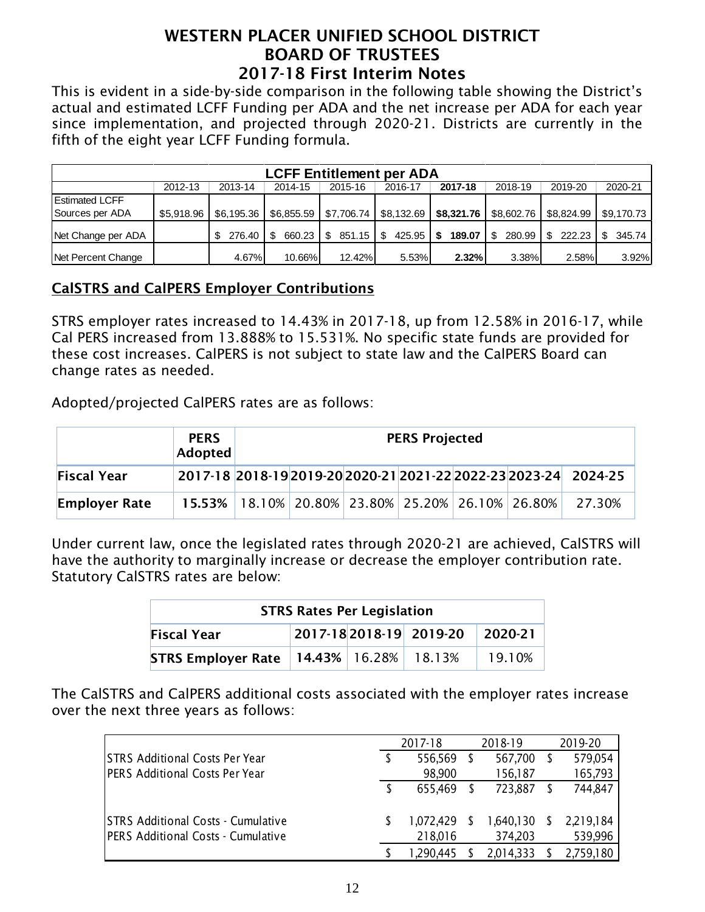# WESTERN PLACER UNIFIED SCHOOL DISTRICT
# BOARD OF TRUSTEES
## 2017-18 First Interim Notes

This is evident in a side-by-side comparison in the following table showing the District's actual and estimated LCFF Funding per ADA and the net increase per ADA for each year since implementation, and projected through 2020-21. Districts are currently in the fifth of the eight year LCFF Funding formula.

| LCFF Entitlement per ADA | | | | | | | | | |
|---|---|---|---|---|---|---|---|---|---|
| | 2012-13 | 2013-14 | 2014-15 | 2015-16 | 2016-17 | **2017-18** | 2018-19 | 2019-20 | 2020-21 |
| Estimated LCFF Sources per ADA | $5,918.96 | $6,195.36 | $6,855.59 | $7,706.74 | $8,132.69 | **$8,321.76** | $8,602.76 | $8,824.99 | $9,170.73 |
| Net Change per ADA | | $ 276.40 | $ 660.23 | $ 851.15 | $ 425.95 | **$ 189.07** | $ 280.99 | $ 222.23 | $ 345.74 |
| Net Percent Change | | 4.67% | 10.66% | 12.42% | 5.53% | **2.32%** | 3.38% | 2.58% | 3.92% |

## CalSTRS and CalPERS Employer Contributions

STRS employer rates increased to 14.43% in 2017-18, up from 12.58% in 2016-17, while Cal PERS increased from 13.888% to 15.531%. No specific state funds are provided for these cost increases. CalPERS is not subject to state law and the CalPERS Board can change rates as needed.

Adopted/projected CalPERS rates are as follows:

| | **PERS Adopted** | **PERS Projected** | | | | | | |
|---|---|---|---|---|---|---|---|---|
| **Fiscal Year** | **2017-18** | **2018-19** | **2019-20** | **2020-21** | **2021-22** | **2022-23** | **2023-24** | **2024-25** |
| **Employer Rate** | **15.53%** | 18.10% | 20.80% | 23.80% | 25.20% | 26.10% | 26.80% | 27.30% |

Under current law, once the legislated rates through 2020-21 are achieved, CalSTRS will have the authority to marginally increase or decrease the employer contribution rate. Statutory CalSTRS rates are below:

| **STRS Rates Per Legislation** | | | | |
|---|---|---|---|---|
| **Fiscal Year** | **2017-18** | **2018-19** | **2019-20** | **2020-21** |
| **STRS Employer Rate** | **14.43%** | 16.28% | 18.13% | 19.10% |

The CalSTRS and CalPERS additional costs associated with the employer rates increase over the next three years as follows:

| | 2017-18 | 2018-19 | 2019-20 |
|---|---|---|---|
| STRS Additional Costs Per Year | $ 556,569 | $ 567,700 | $ 579,054 |
| PERS Additional Costs Per Year | 98,900 | 156,187 | 165,793 |
| | $ 655,469 | $ 723,887 | $ 744,847 |
| | | | |
| STRS Additional Costs - Cumulative | $ 1,072,429 | $ 1,640,130 | $ 2,219,184 |
| PERS Additional Costs - Cumulative | 218,016 | 374,203 | 539,996 |
| | $ 1,290,445 | $ 2,014,333 | $ 2,759,180 |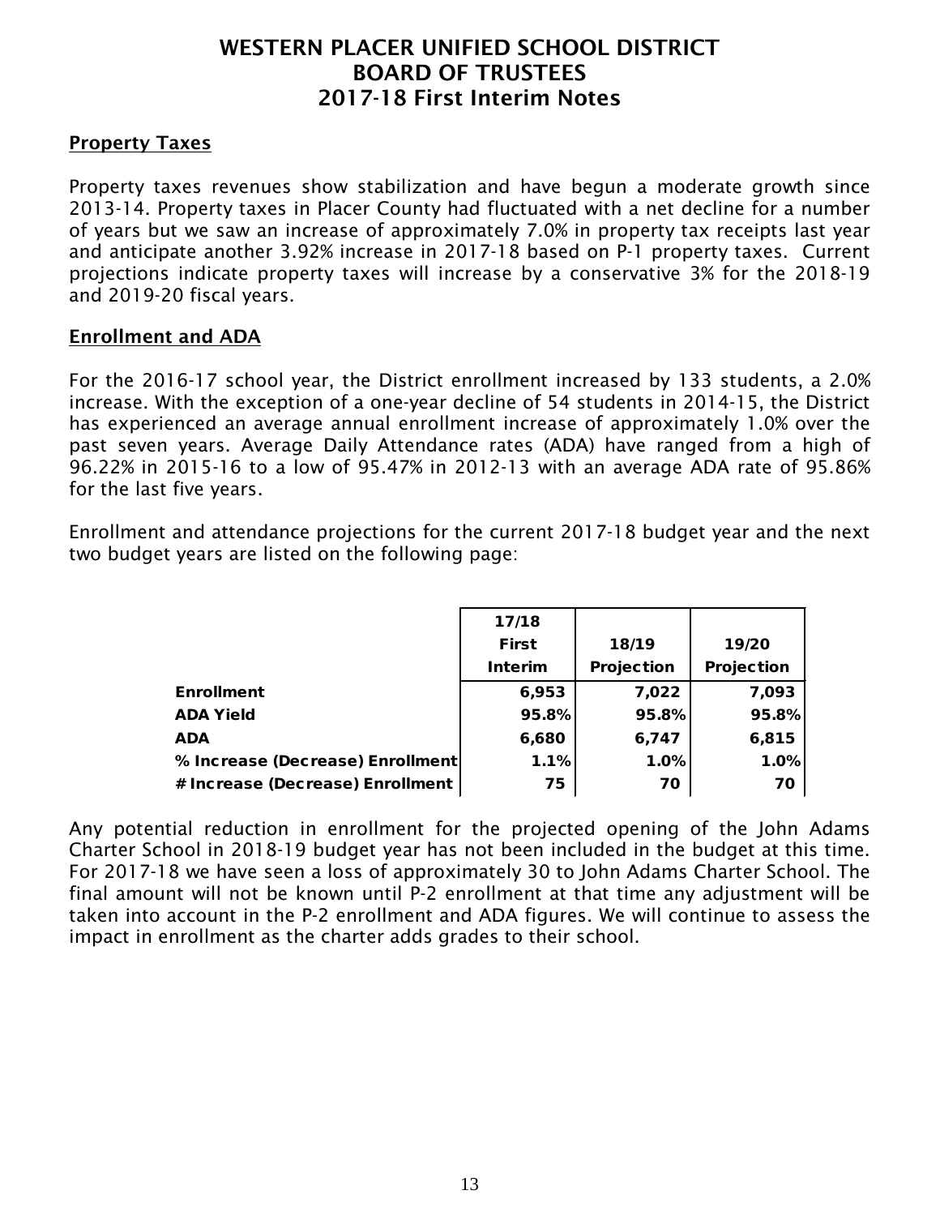# WESTERN PLACER UNIFIED SCHOOL DISTRICT
# BOARD OF TRUSTEES
# 2017-18 First Interim Notes

## Property Taxes

Property taxes revenues show stabilization and have begun a moderate growth since 2013-14. Property taxes in Placer County had fluctuated with a net decline for a number of years but we saw an increase of approximately 7.0% in property tax receipts last year and anticipate another 3.92% increase in 2017-18 based on P-1 property taxes. Current projections indicate property taxes will increase by a conservative 3% for the 2018-19 and 2019-20 fiscal years.

## Enrollment and ADA

For the 2016-17 school year, the District enrollment increased by 133 students, a 2.0% increase. With the exception of a one-year decline of 54 students in 2014-15, the District has experienced an average annual enrollment increase of approximately 1.0% over the past seven years. Average Daily Attendance rates (ADA) have ranged from a high of 96.22% in 2015-16 to a low of 95.47% in 2012-13 with an average ADA rate of 95.86% for the last five years.

Enrollment and attendance projections for the current 2017-18 budget year and the next two budget years are listed on the following page:

| | 17/18 First Interim | 18/19 Projection | 19/20 Projection |
|---|---|---|---|
| **Enrollment** | 6,953 | 7,022 | 7,093 |
| **ADA Yield** | 95.8% | 95.8% | 95.8% |
| **ADA** | 6,680 | 6,747 | 6,815 |
| **% Increase (Decrease) Enrollment** | 1.1% | 1.0% | 1.0% |
| **# Increase (Decrease) Enrollment** | 75 | 70 | 70 |

Any potential reduction in enrollment for the projected opening of the John Adams Charter School in 2018-19 budget year has not been included in the budget at this time. For 2017-18 we have seen a loss of approximately 30 to John Adams Charter School. The final amount will not be known until P-2 enrollment at that time any adjustment will be taken into account in the P-2 enrollment and ADA figures. We will continue to assess the impact in enrollment as the charter adds grades to their school.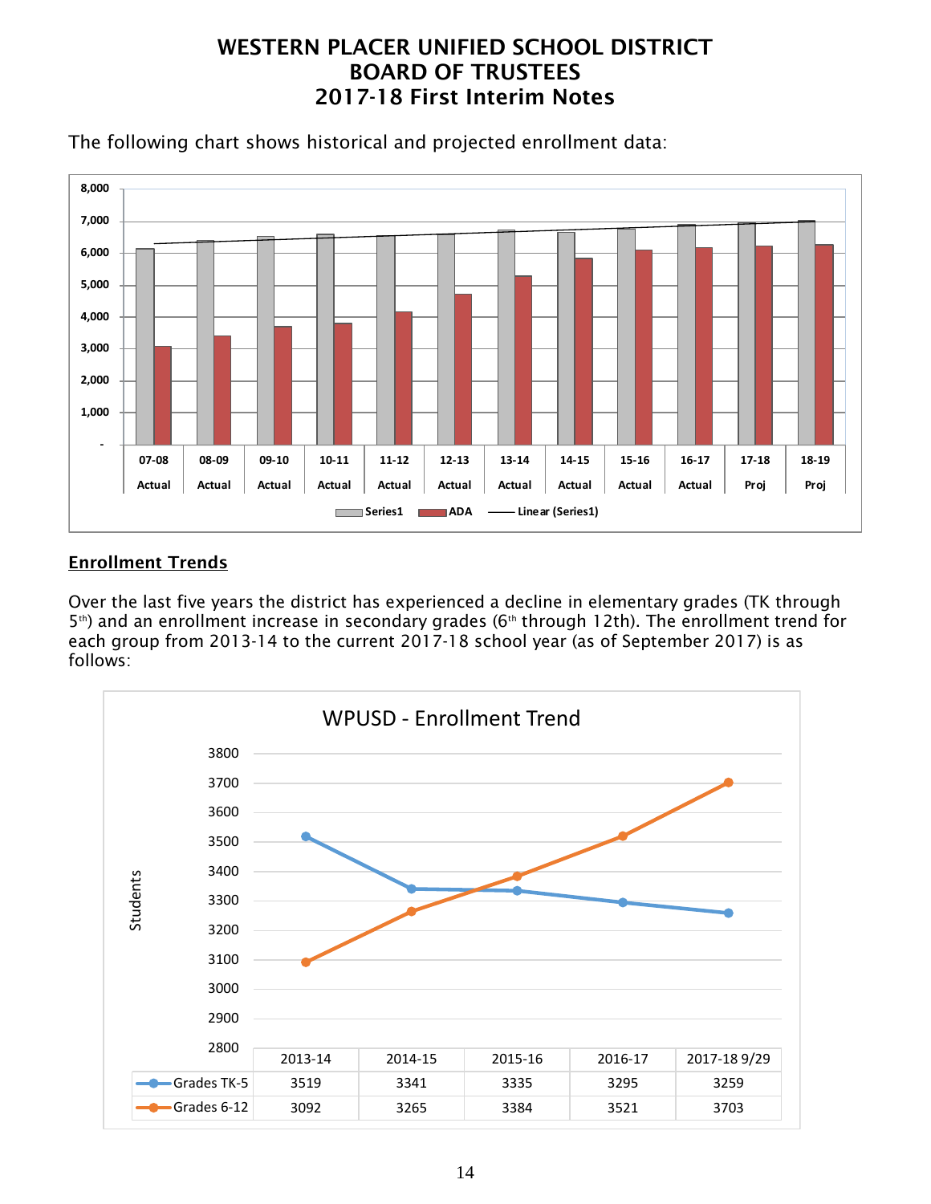# WESTERN PLACER UNIFIED SCHOOL DISTRICT
# BOARD OF TRUSTEES
# 2017-18 First Interim Notes

The following chart shows historical and projected enrollment data:

| | 07-08 | 08-09 | 09-10 | 10-11 | 11-12 | 12-13 | 13-14 | 14-15 | 15-16 | 16-17 | 17-18 | 18-19 |
|---|---|---|---|---|---|---|---|---|---|---|---|---|
| | Actual | Actual | Actual | Actual | Actual | Actual | Actual | Actual | Actual | Actual | Proj | Proj |

Series1 ADA Linear (Series1)

## Enrollment Trends

Over the last five years the district has experienced a decline in elementary grades (TK through 5th) and an enrollment increase in secondary grades (6th through 12th). The enrollment trend for each group from 2013-14 to the current 2017-18 school year (as of September 2017) is as follows:

**WPUSD - Enrollment Trend**

| | 2013-14 | 2014-15 | 2015-16 | 2016-17 | 2017-18 9/29 |
|---|---|---|---|---|---|
| Grades TK-5 | 3519 | 3341 | 3335 | 3295 | 3259 |
| Grades 6-12 | 3092 | 3265 | 3384 | 3521 | 3703 |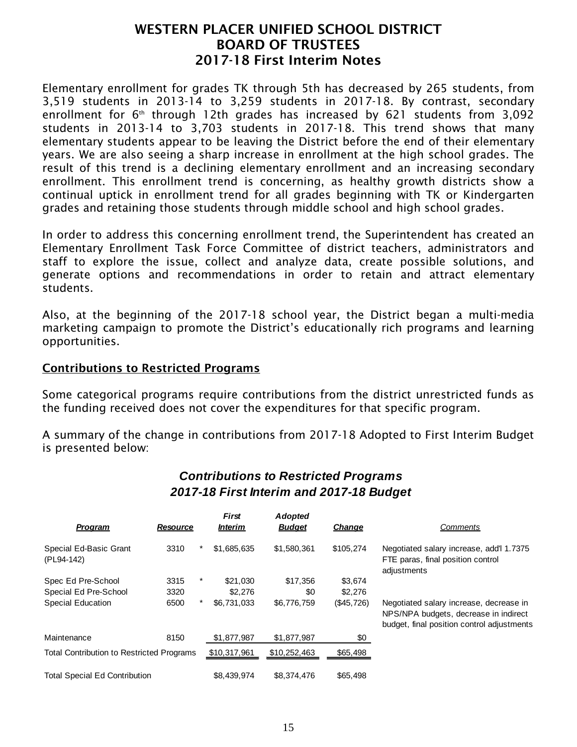# WESTERN PLACER UNIFIED SCHOOL DISTRICT
# BOARD OF TRUSTEES
## 2017-18 First Interim Notes

Elementary enrollment for grades TK through 5th has decreased by 265 students, from 3,519 students in 2013-14 to 3,259 students in 2017-18. By contrast, secondary enrollment for 6th through 12th grades has increased by 621 students from 3,092 students in 2013-14 to 3,703 students in 2017-18. This trend shows that many elementary students appear to be leaving the District before the end of their elementary years. We are also seeing a sharp increase in enrollment at the high school grades. The result of this trend is a declining elementary enrollment and an increasing secondary enrollment. This enrollment trend is concerning, as healthy growth districts show a continual uptick in enrollment trend for all grades beginning with TK or Kindergarten grades and retaining those students through middle school and high school grades.

In order to address this concerning enrollment trend, the Superintendent has created an Elementary Enrollment Task Force Committee of district teachers, administrators and staff to explore the issue, collect and analyze data, create possible solutions, and generate options and recommendations in order to retain and attract elementary students.

Also, at the beginning of the 2017-18 school year, the District began a multi-media marketing campaign to promote the District's educationally rich programs and learning opportunities.

### Contributions to Restricted Programs

Some categorical programs require contributions from the district unrestricted funds as the funding received does not cover the expenditures for that specific program.

A summary of the change in contributions from 2017-18 Adopted to First Interim Budget is presented below:

***Contributions to Restricted Programs***
***2017-18 First Interim and 2017-18 Budget***

| *Program* | *Resource* | | *First Interim* | *Adopted Budget* | *Change* | *Comments* |
|---|---|---|---|---|---|---|
| Special Ed-Basic Grant (PL94-142) | 3310 | * | $1,685,635 | $1,580,361 | $105,274 | Negotiated salary increase, add'l 1.7375 FTE paras, final position control adjustments |
| Spec Ed Pre-School | 3315 | * | $21,030 | $17,356 | $3,674 | |
| Special Ed Pre-School | 3320 | | $2,276 | $0 | $2,276 | |
| Special Education | 6500 | * | $6,731,033 | $6,776,759 | ($45,726) | Negotiated salary increase, decrease in NPS/NPA budgets, decrease in indirect budget, final position control adjustments |
| Maintenance | 8150 | | $1,877,987 | $1,877,987 | $0 | |
| Total Contribution to Restricted Programs | | | $10,317,961 | $10,252,463 | $65,498 | |
| Total Special Ed Contribution | | | $8,439,974 | $8,374,476 | $65,498 | |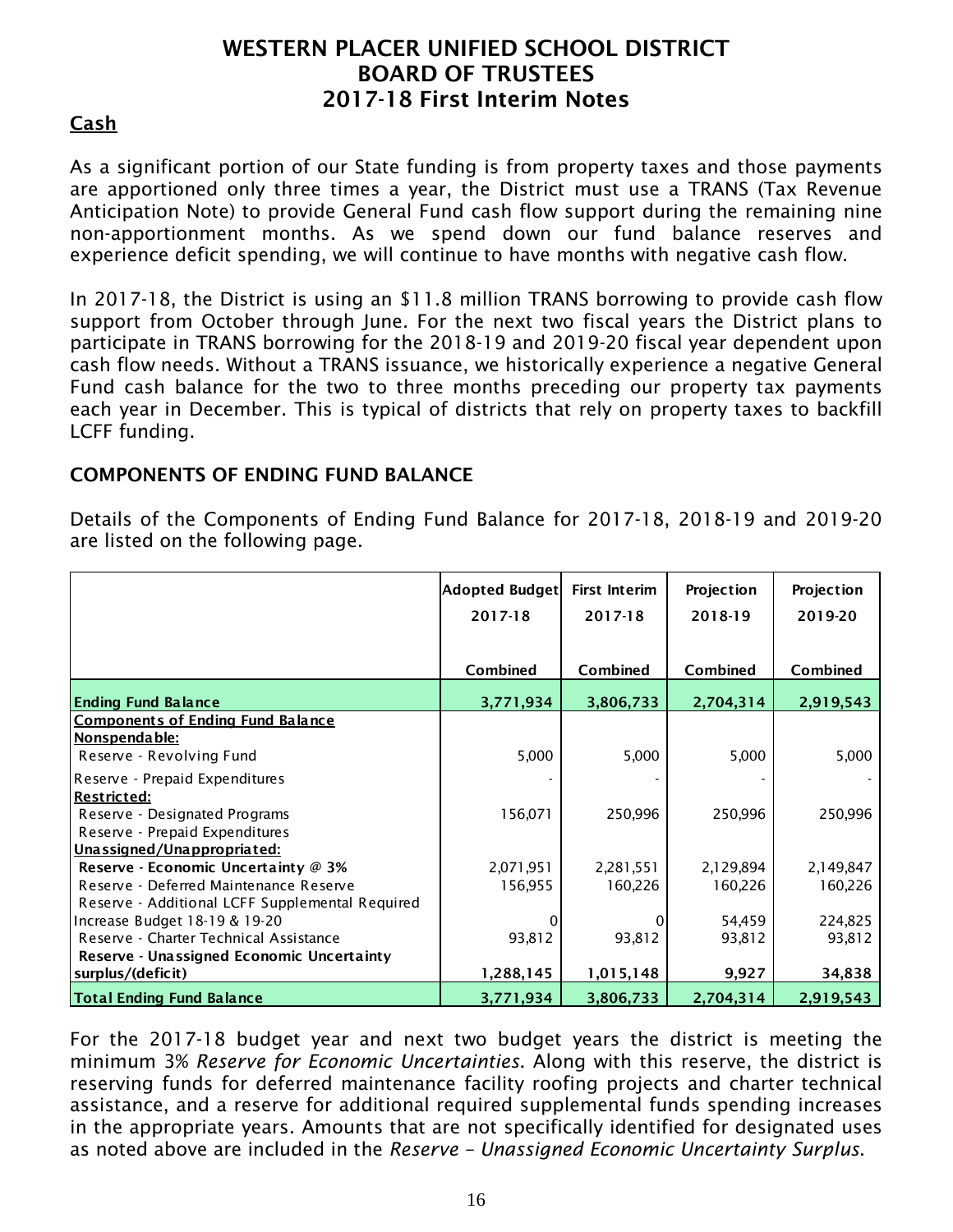# WESTERN PLACER UNIFIED SCHOOL DISTRICT
# BOARD OF TRUSTEES
# 2017-18 First Interim Notes

## Cash

As a significant portion of our State funding is from property taxes and those payments are apportioned only three times a year, the District must use a TRANS (Tax Revenue Anticipation Note) to provide General Fund cash flow support during the remaining nine non-apportionment months. As we spend down our fund balance reserves and experience deficit spending, we will continue to have months with negative cash flow.

In 2017-18, the District is using an $11.8 million TRANS borrowing to provide cash flow support from October through June. For the next two fiscal years the District plans to participate in TRANS borrowing for the 2018-19 and 2019-20 fiscal year dependent upon cash flow needs. Without a TRANS issuance, we historically experience a negative General Fund cash balance for the two to three months preceding our property tax payments each year in December. This is typical of districts that rely on property taxes to backfill LCFF funding.

## COMPONENTS OF ENDING FUND BALANCE

Details of the Components of Ending Fund Balance for 2017-18, 2018-19 and 2019-20 are listed on the following page.

| | Adopted Budget 2017-18 Combined | First Interim 2017-18 Combined | Projection 2018-19 Combined | Projection 2019-20 Combined |
|---|---|---|---|---|
| **Ending Fund Balance** | **3,771,934** | **3,806,733** | **2,704,314** | **2,919,543** |
| **Components of Ending Fund Balance** | | | | |
| **Nonspendable:** | | | | |
| Reserve - Revolving Fund | 5,000 | 5,000 | 5,000 | 5,000 |
| Reserve - Prepaid Expenditures | - | - | - | - |
| **Restricted:** | | | | |
| Reserve - Designated Programs | 156,071 | 250,996 | 250,996 | 250,996 |
| Reserve - Prepaid Expenditures | | | | |
| **Unassigned/Unappropriated:** | | | | |
| **Reserve - Economic Uncertainty @ 3%** | 2,071,951 | 2,281,551 | 2,129,894 | 2,149,847 |
| Reserve - Deferred Maintenance Reserve | 156,955 | 160,226 | 160,226 | 160,226 |
| Reserve - Additional LCFF Supplemental Required Increase Budget 18-19 & 19-20 | 0 | 0 | 54,459 | 224,825 |
| Reserve - Charter Technical Assistance | 93,812 | 93,812 | 93,812 | 93,812 |
| **Reserve - Unassigned Economic Uncertainty surplus/(deficit)** | **1,288,145** | **1,015,148** | **9,927** | **34,838** |
| **Total Ending Fund Balance** | **3,771,934** | **3,806,733** | **2,704,314** | **2,919,543** |

For the 2017-18 budget year and next two budget years the district is meeting the minimum 3% *Reserve for Economic Uncertainties*. Along with this reserve, the district is reserving funds for deferred maintenance facility roofing projects and charter technical assistance, and a reserve for additional required supplemental funds spending increases in the appropriate years. Amounts that are not specifically identified for designated uses as noted above are included in the *Reserve – Unassigned Economic Uncertainty Surplus*.